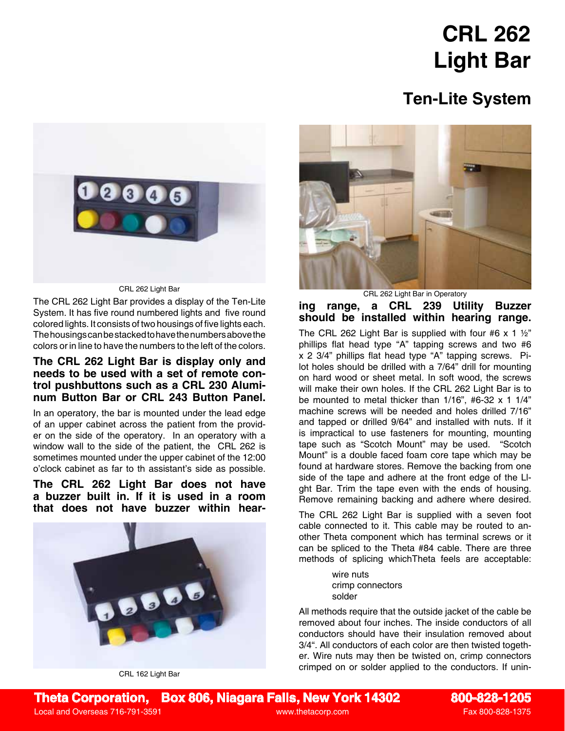# CRL 262 Light Bar

## Ten-Lite System

CRL 262 Light Bar

The CRL 262 Light Bar provides a display of the Ten-Lite System. It has five round numbered lights and five round colored lights. It consists of two housings of five lights each. The housings can be stacked to have the numbers above the colors or in line to have the numbers to the left of the colors.

**The CRL 262 Light Bar is display only and needs to be used with a set of remote control pushbuttons such as a CRL 230 Aluminum Button Bar or CRL 243 Button Panel.**

In an operatory, the bar is mounted under the lead edge of an upper cabinet across the patient from the provider on the side of the operatory. In an operatory with a window wall to the side of the patient, the CRL 262 is sometimes mounted under the upper cabinet of the 12:00 o'clock cabinet as far to th assistant's side as possible.

**The CRL 262 Light Bar does not have a buzzer built in. If it is used in a room that does not have buzzer within hearing range, a CRL 239 Utility Buzzer should be installed within hearing range.**

CRL 162 Light Bar

CRL 262 Light Bar in Operatory

The CRL 262 Light Bar is supplied with four #6 x 1 ½" phillips flat head type "A" tapping screws and two #6 x 2 3/4" phillips flat head type "A" tapping screws. Pilot holes should be drilled with a 7/64" drill for mounting on hard wood or sheet metal. In soft wood, the screws will make their own holes. If the CRL 262 Light Bar is to be mounted to metal thicker than 1/16", #6-32 x 1 1/4" machine screws will be needed and holes drilled 7/16" and tapped or drilled 9/64" and installed with nuts. If it is impractical to use fasteners for mounting, mounting tape such as "Scotch Mount" may be used. "Scotch Mount" is a double faced foam core tape which may be found at hardware stores. Remove the backing from one side of the tape and adhere at the front edge of the LIght Bar. Trim the tape even with the ends of housing. Remove remaining backing and adhere where desired.

The CRL 262 Light Bar is supplied with a seven foot cable connected to it. This cable may be routed to another Theta component which has terminal screws or it can be spliced to the Theta #84 cable. There are three methods of splicing whichTheta feels are acceptable:

- wire nuts
- crimp connectors
- solder

All methods require that the outside jacket of the cable be removed about four inches. The inside conductors of all conductors should have their insulation removed about 3/4". All conductors of each color are then twisted together. Wire nuts may then be twisted on, crimp connectors crimped on or solder applied to the conductors. If unin-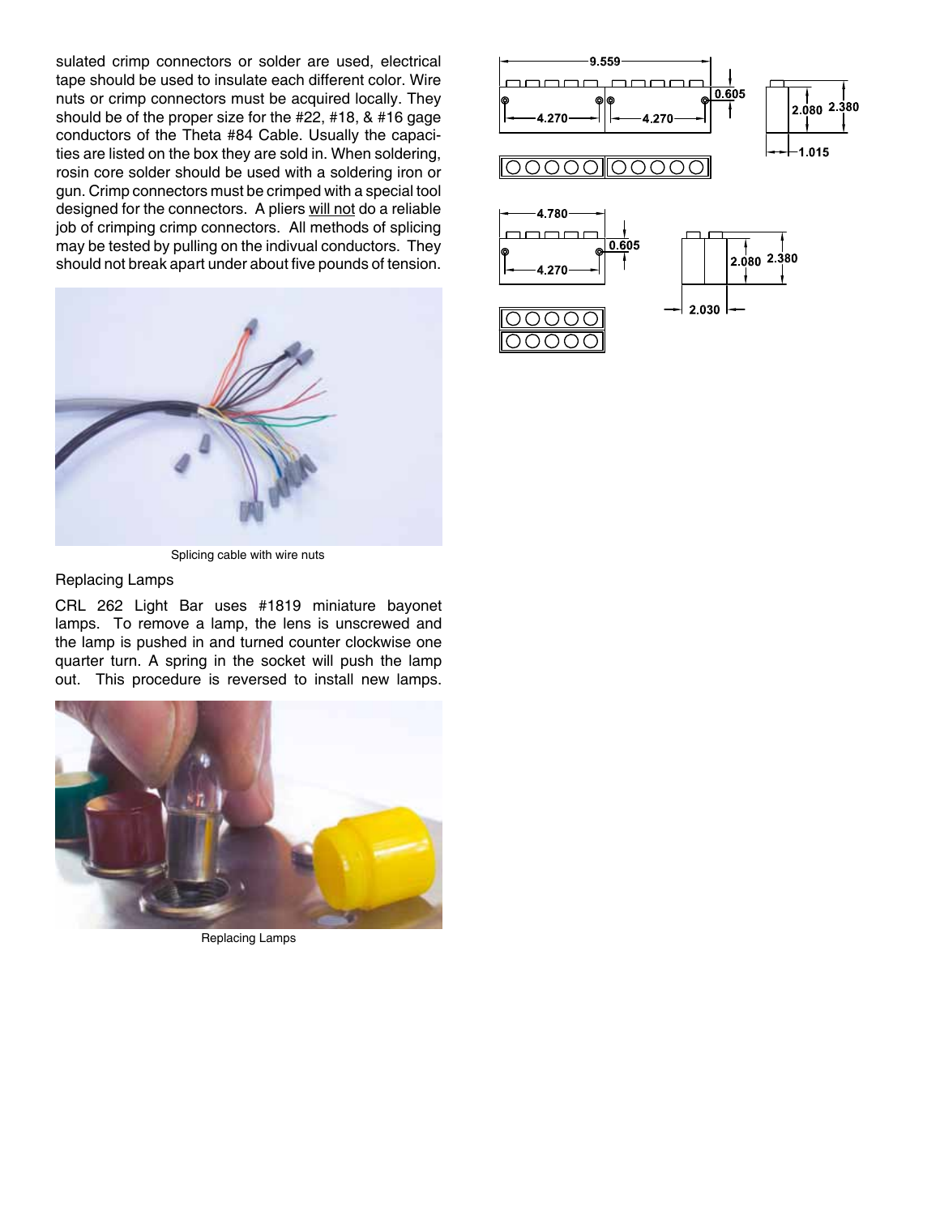sulated crimp connectors or solder are used, electrical tape should be used to insulate each different color. Wire nuts or crimp connectors must be acquired locally. They should be of the proper size for the #22, #18, & #16 gage conductors of the Theta #84 Cable. Usually the capacities are listed on the box they are sold in. When soldering, rosin core solder should be used with a soldering iron or gun. Crimp connectors must be crimped with a special tool designed for the connectors. A pliers will not do a reliable job of crimping crimp connectors. All methods of splicing may be tested by pulling on the indivual conductors. They should not break apart under about five pounds of tension.

Splicing cable with wire nuts

## Replacing Lamps

CRL 262 Light Bar uses #1819 miniature bayonet lamps. To remove a lamp, the lens is unscrewed and the lamp is pushed in and turned counter clockwise one quarter turn. A spring in the socket will push the lamp out. This procedure is reversed to install new lamps.

Replacing Lamps

9.559
4.270
4.270
0.605
2.080
2.380
1.015

4.780
4.270
0.605
2.080
2.380
2.030